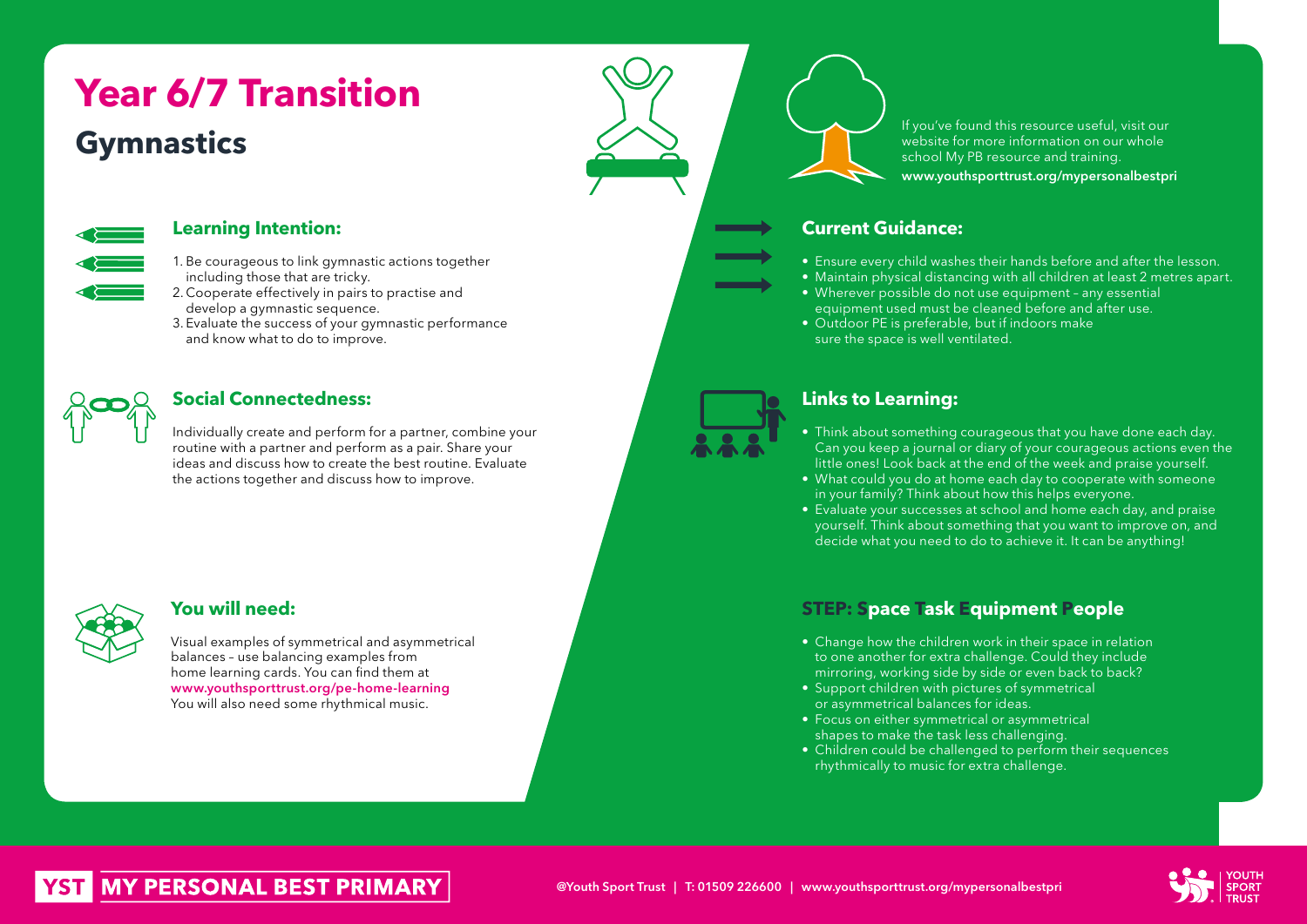# Year 6/7 Transition

## Gymnastics

### Learning Intention:

1. Be courageous to link gymnastic actions together including those that are tricky.
2. Cooperate effectively in pairs to practise and develop a gymnastic sequence.
3. Evaluate the success of your gymnastic performance and know what to do to improve.

### Social Connectedness:

Individually create and perform for a partner, combine your routine with a partner and perform as a pair. Share your ideas and discuss how to create the best routine. Evaluate the actions together and discuss how to improve.

### You will need:

Visual examples of symmetrical and asymmetrical balances – use balancing examples from home learning cards. You can find them at **www.youthsporttrust.org/pe-home-learning**
You will also need some rhythmical music.

If you've found this resource useful, visit our website for more information on our whole school My PB resource and training.
**www.youthsporttrust.org/mypersonalbestpri**

### Current Guidance:

- Ensure every child washes their hands before and after the lesson.
- Maintain physical distancing with all children at least 2 metres apart.
- Wherever possible do not use equipment – any essential equipment used must be cleaned before and after use.
- Outdoor PE is preferable, but if indoors make sure the space is well ventilated.

### Links to Learning:

- Think about something courageous that you have done each day. Can you keep a journal or diary of your courageous actions even the little ones! Look back at the end of the week and praise yourself.
- What could you do at home each day to cooperate with someone in your family? Think about how this helps everyone.
- Evaluate your successes at school and home each day, and praise yourself. Think about something that you want to improve on, and decide what you need to do to achieve it. It can be anything!

### STEP: Space Task Equipment People

- Change how the children work in their space in relation to one another for extra challenge. Could they include mirroring, working side by side or even back to back?
- Support children with pictures of symmetrical or asymmetrical balances for ideas.
- Focus on either symmetrical or asymmetrical shapes to make the task less challenging.
- Children could be challenged to perform their sequences rhythmically to music for extra challenge.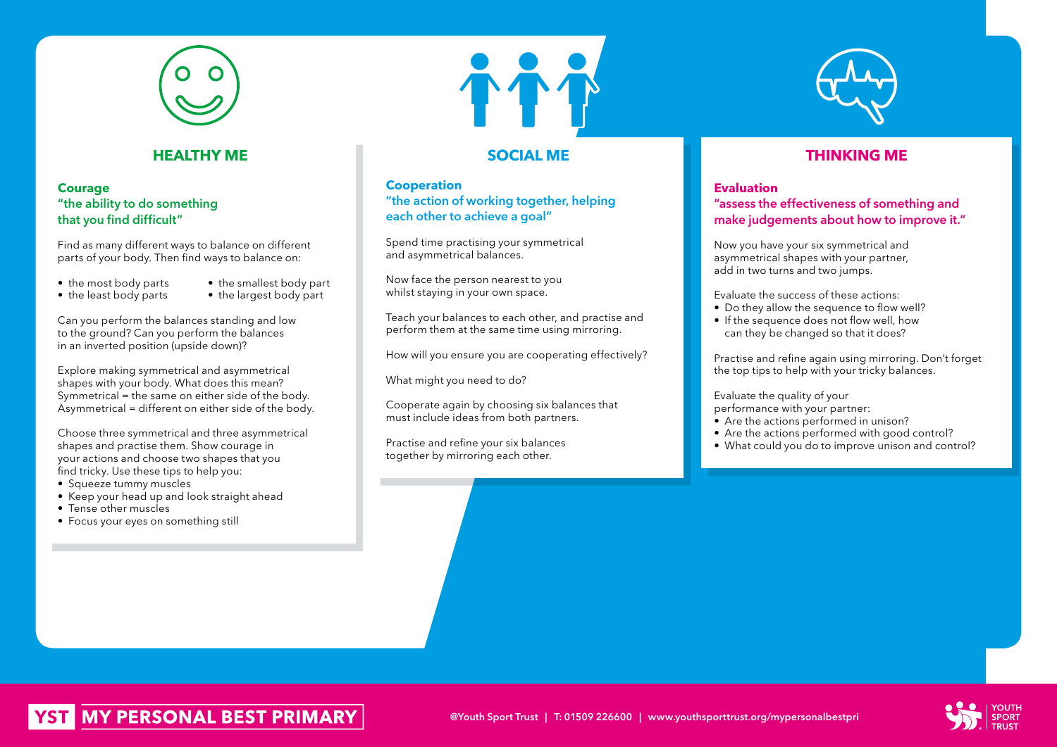## HEALTHY ME

**Courage**
**"the ability to do something that you find difficult"**

Find as many different ways to balance on different parts of your body. Then find ways to balance on:

- the most body parts
- the least body parts
- the smallest body part
- the largest body part

Can you perform the balances standing and low to the ground? Can you perform the balances in an inverted position (upside down)?

Explore making symmetrical and asymmetrical shapes with your body. What does this mean?
Symmetrical = the same on either side of the body.
Asymmetrical = different on either side of the body.

Choose three symmetrical and three asymmetrical shapes and practise them. Show courage in your actions and choose two shapes that you find tricky. Use these tips to help you:

- Squeeze tummy muscles
- Keep your head up and look straight ahead
- Tense other muscles
- Focus your eyes on something still

## SOCIAL ME

**Cooperation**
**"the action of working together, helping each other to achieve a goal"**

Spend time practising your symmetrical and asymmetrical balances.

Now face the person nearest to you whilst staying in your own space.

Teach your balances to each other, and practise and perform them at the same time using mirroring.

How will you ensure you are cooperating effectively?

What might you need to do?

Cooperate again by choosing six balances that must include ideas from both partners.

Practise and refine your six balances together by mirroring each other.

## THINKING ME

**Evaluation**
**"assess the effectiveness of something and make judgements about how to improve it."**

Now you have your six symmetrical and asymmetrical shapes with your partner, add in two turns and two jumps.

Evaluate the success of these actions:

- Do they allow the sequence to flow well?
- If the sequence does not flow well, how can they be changed so that it does?

Practise and refine again using mirroring. Don't forget the top tips to help with your tricky balances.

Evaluate the quality of your performance with your partner:

- Are the actions performed in unison?
- Are the actions performed with good control?
- What could you do to improve unison and control?